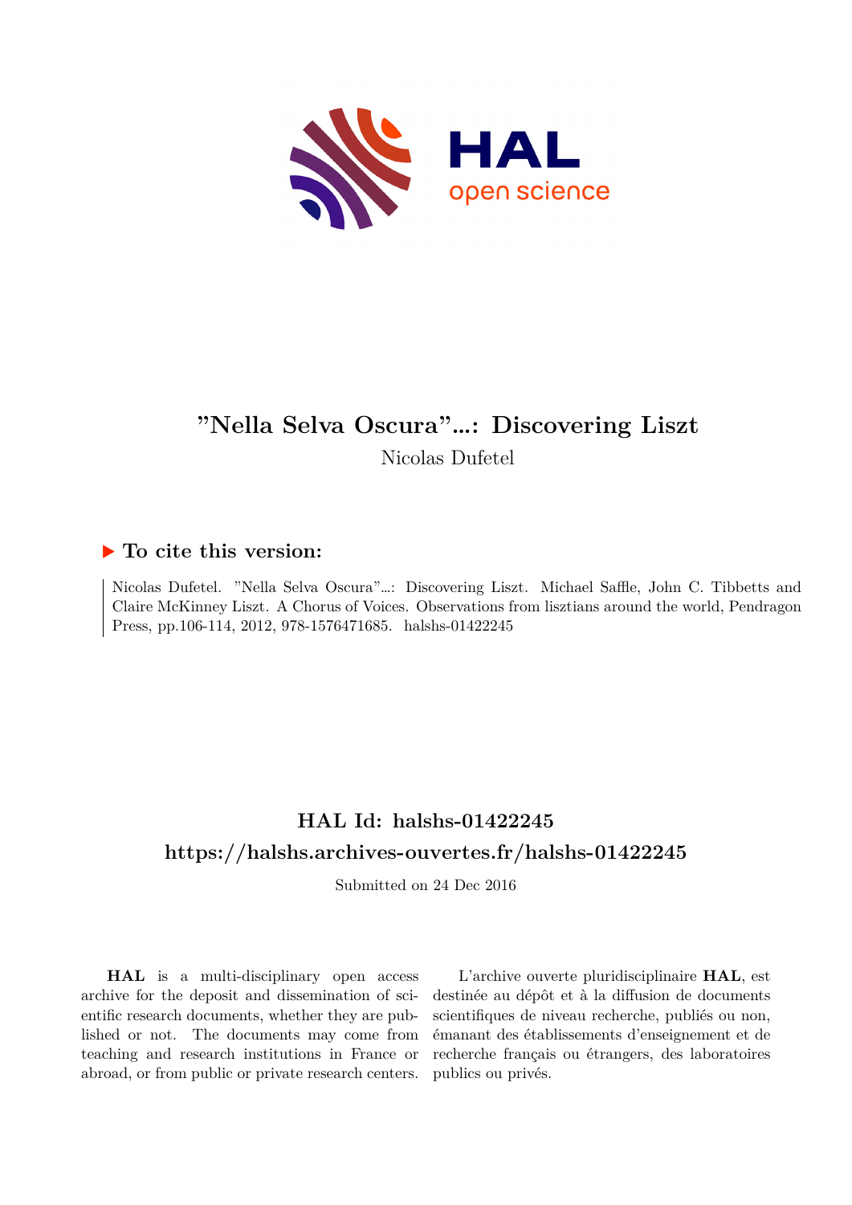# "Nella Selva Oscura"...: Discovering Liszt

Nicolas Dufetel

## ▶ To cite this version:

Nicolas Dufetel. "Nella Selva Oscura"...: Discovering Liszt. Michael Saffle, John C. Tibbetts and Claire McKinney Liszt. A Chorus of Voices. Observations from lisztians around the world, Pendragon Press, pp.106-114, 2012, 978-1576471685. halshs-01422245

## HAL Id: halshs-01422245

## https://halshs.archives-ouvertes.fr/halshs-01422245

Submitted on 24 Dec 2016

**HAL** is a multi-disciplinary open access archive for the deposit and dissemination of scientific research documents, whether they are published or not. The documents may come from teaching and research institutions in France or abroad, or from public or private research centers.

L'archive ouverte pluridisciplinaire **HAL**, est destinée au dépôt et à la diffusion de documents scientifiques de niveau recherche, publiés ou non, émanant des établissements d'enseignement et de recherche français ou étrangers, des laboratoires publics ou privés.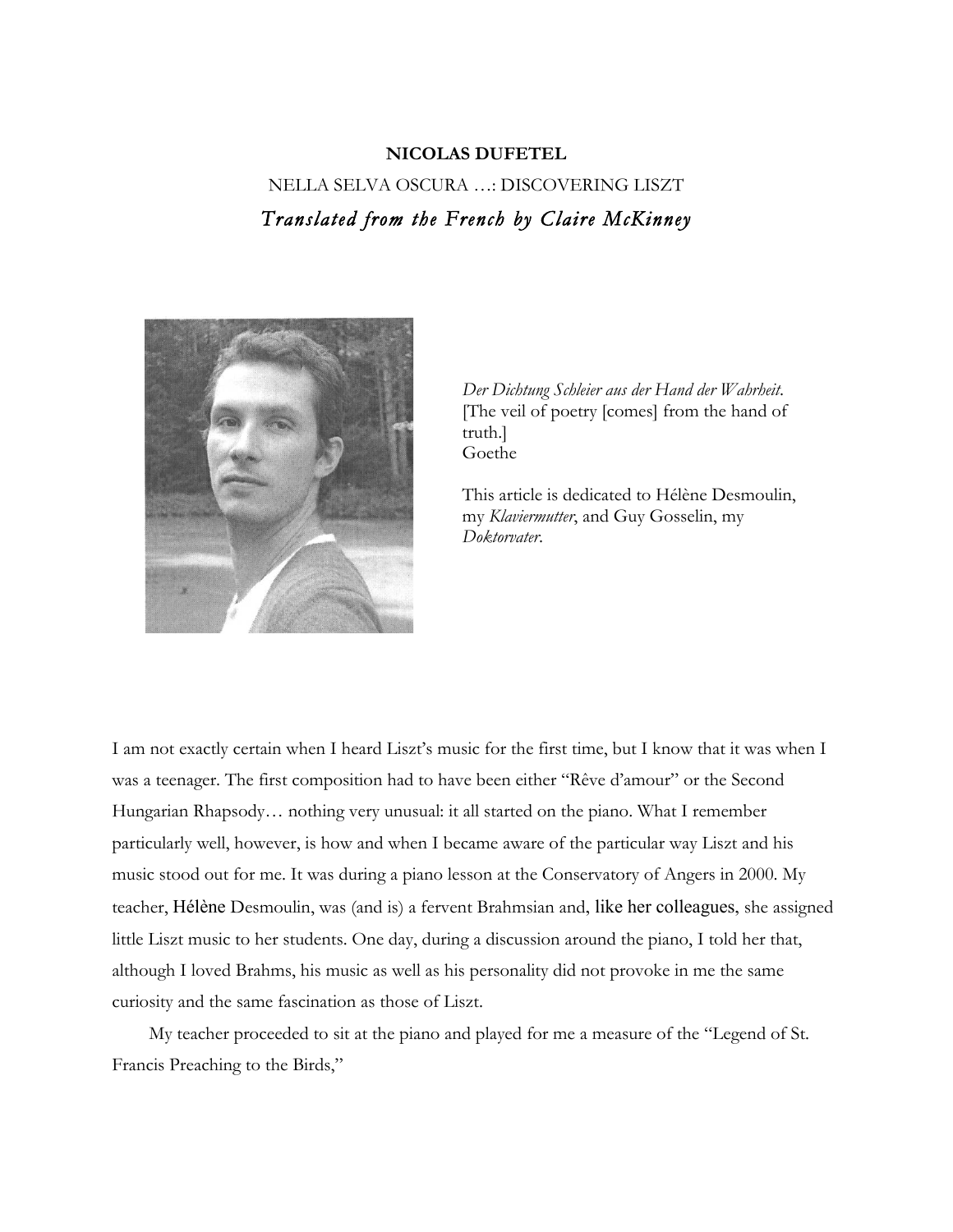**NICOLAS DUFETEL**

NELLA SELVA OSCURA …: DISCOVERING LISZT

*Translated from the French by Claire McKinney*

*Der Dichtung Schleier aus der Hand der Wahrheit.*
[The veil of poetry [comes] from the hand of truth.]
Goethe

This article is dedicated to Hélène Desmoulin, my *Klaviermutter*, and Guy Gosselin, my *Doktorvater*.

I am not exactly certain when I heard Liszt's music for the first time, but I know that it was when I was a teenager. The first composition had to have been either "Rêve d'amour" or the Second Hungarian Rhapsody… nothing very unusual: it all started on the piano. What I remember particularly well, however, is how and when I became aware of the particular way Liszt and his music stood out for me. It was during a piano lesson at the Conservatory of Angers in 2000. My teacher, Hélène Desmoulin, was (and is) a fervent Brahmsian and, like her colleagues, she assigned little Liszt music to her students. One day, during a discussion around the piano, I told her that, although I loved Brahms, his music as well as his personality did not provoke in me the same curiosity and the same fascination as those of Liszt.

My teacher proceeded to sit at the piano and played for me a measure of the "Legend of St. Francis Preaching to the Birds,"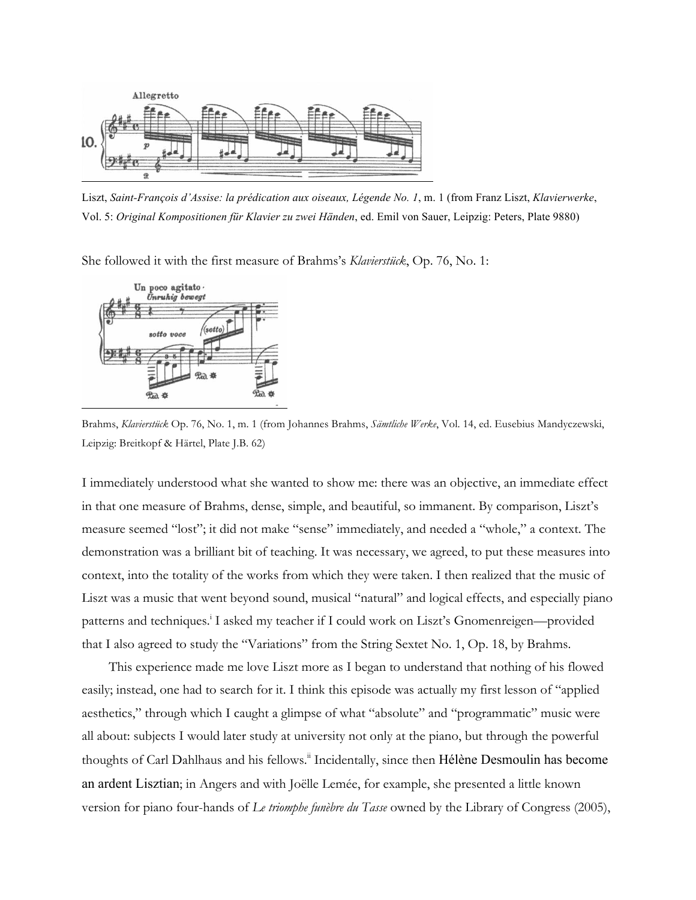Liszt, *Saint-François d'Assise: la prédication aux oiseaux, Légende No. 1*, m. 1 (from Franz Liszt, *Klavierwerke*, Vol. 5: *Original Kompositionen für Klavier zu zwei Händen*, ed. Emil von Sauer, Leipzig: Peters, Plate 9880)

She followed it with the first measure of Brahms's *Klavierstück*, Op. 76, No. 1:

Brahms, *Klavierstück* Op. 76, No. 1, m. 1 (from Johannes Brahms, *Sämtliche Werke*, Vol. 14, ed. Eusebius Mandyczewski, Leipzig: Breitkopf & Härtel, Plate J.B. 62)

I immediately understood what she wanted to show me: there was an objective, an immediate effect in that one measure of Brahms, dense, simple, and beautiful, so immanent. By comparison, Liszt's measure seemed "lost"; it did not make "sense" immediately, and needed a "whole," a context. The demonstration was a brilliant bit of teaching. It was necessary, we agreed, to put these measures into context, into the totality of the works from which they were taken. I then realized that the music of Liszt was a music that went beyond sound, musical "natural" and logical effects, and especially piano patterns and techniques.[i] I asked my teacher if I could work on Liszt's Gnomenreigen—provided that I also agreed to study the "Variations" from the String Sextet No. 1, Op. 18, by Brahms.

This experience made me love Liszt more as I began to understand that nothing of his flowed easily; instead, one had to search for it. I think this episode was actually my first lesson of "applied aesthetics," through which I caught a glimpse of what "absolute" and "programmatic" music were all about: subjects I would later study at university not only at the piano, but through the powerful thoughts of Carl Dahlhaus and his fellows.[ii] Incidentally, since then Hélène Desmoulin has become an ardent Lisztian; in Angers and with Joëlle Lemée, for example, she presented a little known version for piano four-hands of *Le triomphe funèbre du Tasse* owned by the Library of Congress (2005),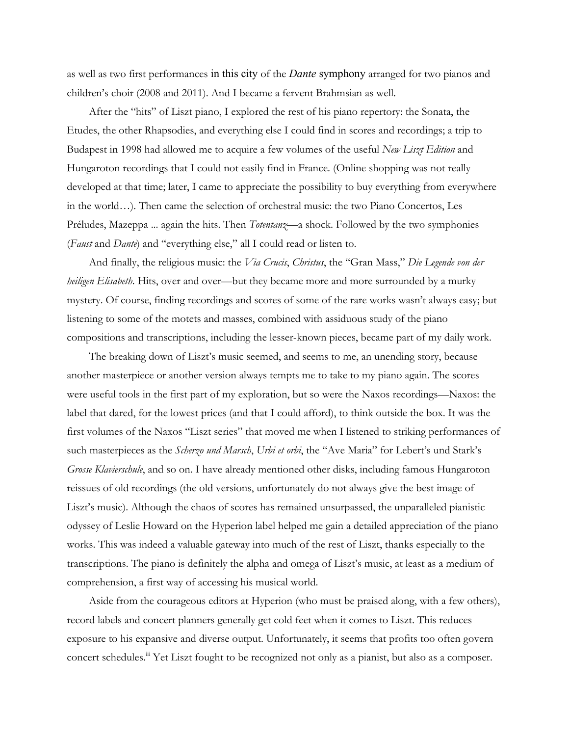as well as two first performances in this city of the *Dante* symphony arranged for two pianos and children's choir (2008 and 2011). And I became a fervent Brahmsian as well.

After the "hits" of Liszt piano, I explored the rest of his piano repertory: the Sonata, the Etudes, the other Rhapsodies, and everything else I could find in scores and recordings; a trip to Budapest in 1998 had allowed me to acquire a few volumes of the useful *New Liszt Edition* and Hungaroton recordings that I could not easily find in France. (Online shopping was not really developed at that time; later, I came to appreciate the possibility to buy everything from everywhere in the world…). Then came the selection of orchestral music: the two Piano Concertos, Les Préludes, Mazeppa ... again the hits. Then *Totentanz*—a shock. Followed by the two symphonies (*Faust* and *Dante*) and "everything else," all I could read or listen to.

And finally, the religious music: the *Via Crucis*, *Christus*, the "Gran Mass," *Die Legende von der heiligen Elisabeth*. Hits, over and over—but they became more and more surrounded by a murky mystery. Of course, finding recordings and scores of some of the rare works wasn't always easy; but listening to some of the motets and masses, combined with assiduous study of the piano compositions and transcriptions, including the lesser-known pieces, became part of my daily work.

The breaking down of Liszt's music seemed, and seems to me, an unending story, because another masterpiece or another version always tempts me to take to my piano again. The scores were useful tools in the first part of my exploration, but so were the Naxos recordings—Naxos: the label that dared, for the lowest prices (and that I could afford), to think outside the box. It was the first volumes of the Naxos "Liszt series" that moved me when I listened to striking performances of such masterpieces as the *Scherzo und Marsch*, *Urbi et orbi*, the "Ave Maria" for Lebert's und Stark's *Grosse Klavierschule*, and so on. I have already mentioned other disks, including famous Hungaroton reissues of old recordings (the old versions, unfortunately do not always give the best image of Liszt's music). Although the chaos of scores has remained unsurpassed, the unparalleled pianistic odyssey of Leslie Howard on the Hyperion label helped me gain a detailed appreciation of the piano works. This was indeed a valuable gateway into much of the rest of Liszt, thanks especially to the transcriptions. The piano is definitely the alpha and omega of Liszt's music, at least as a medium of comprehension, a first way of accessing his musical world.

Aside from the courageous editors at Hyperion (who must be praised along, with a few others), record labels and concert planners generally get cold feet when it comes to Liszt. This reduces exposure to his expansive and diverse output. Unfortunately, it seems that profits too often govern concert schedules.[iii] Yet Liszt fought to be recognized not only as a pianist, but also as a composer.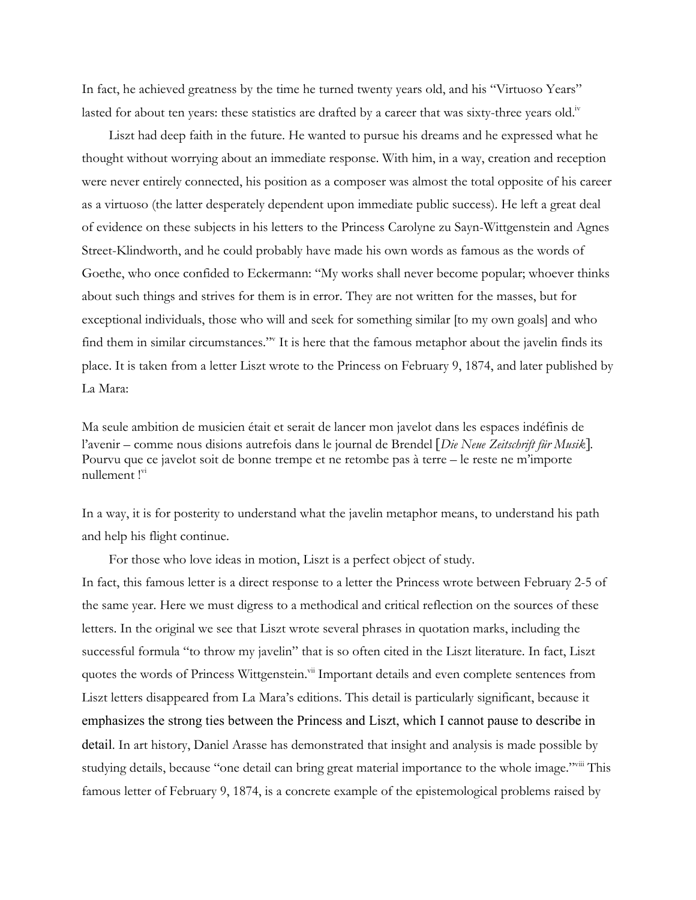In fact, he achieved greatness by the time he turned twenty years old, and his "Virtuoso Years" lasted for about ten years: these statistics are drafted by a career that was sixty-three years old.[iv]

Liszt had deep faith in the future. He wanted to pursue his dreams and he expressed what he thought without worrying about an immediate response. With him, in a way, creation and reception were never entirely connected, his position as a composer was almost the total opposite of his career as a virtuoso (the latter desperately dependent upon immediate public success). He left a great deal of evidence on these subjects in his letters to the Princess Carolyne zu Sayn-Wittgenstein and Agnes Street-Klindworth, and he could probably have made his own words as famous as the words of Goethe, who once confided to Eckermann: "My works shall never become popular; whoever thinks about such things and strives for them is in error. They are not written for the masses, but for exceptional individuals, those who will and seek for something similar [to my own goals] and who find them in similar circumstances."[v] It is here that the famous metaphor about the javelin finds its place. It is taken from a letter Liszt wrote to the Princess on February 9, 1874, and later published by La Mara:

Ma seule ambition de musicien était et serait de lancer mon javelot dans les espaces indéfinis de l'avenir – comme nous disions autrefois dans le journal de Brendel [*Die Neue Zeitschrift für Musik*]. Pourvu que ce javelot soit de bonne trempe et ne retombe pas à terre – le reste ne m'importe nullement ![vi]

In a way, it is for posterity to understand what the javelin metaphor means, to understand his path and help his flight continue.

For those who love ideas in motion, Liszt is a perfect object of study.

In fact, this famous letter is a direct response to a letter the Princess wrote between February 2-5 of the same year. Here we must digress to a methodical and critical reflection on the sources of these letters. In the original we see that Liszt wrote several phrases in quotation marks, including the successful formula "to throw my javelin" that is so often cited in the Liszt literature. In fact, Liszt quotes the words of Princess Wittgenstein.[vii] Important details and even complete sentences from Liszt letters disappeared from La Mara's editions. This detail is particularly significant, because it emphasizes the strong ties between the Princess and Liszt, which I cannot pause to describe in detail. In art history, Daniel Arasse has demonstrated that insight and analysis is made possible by studying details, because "one detail can bring great material importance to the whole image."[viii] This famous letter of February 9, 1874, is a concrete example of the epistemological problems raised by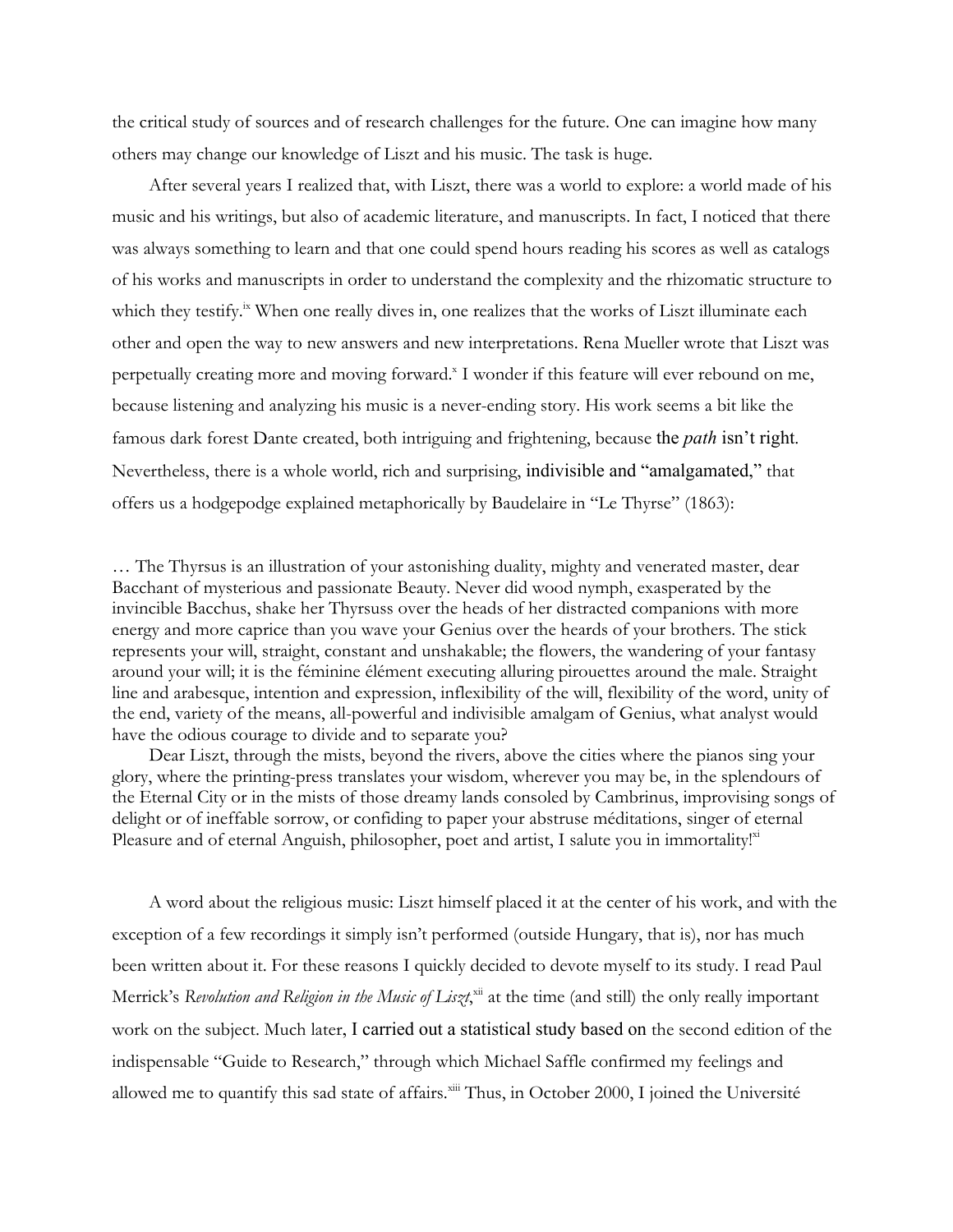the critical study of sources and of research challenges for the future. One can imagine how many others may change our knowledge of Liszt and his music. The task is huge.

After several years I realized that, with Liszt, there was a world to explore: a world made of his music and his writings, but also of academic literature, and manuscripts. In fact, I noticed that there was always something to learn and that one could spend hours reading his scores as well as catalogs of his works and manuscripts in order to understand the complexity and the rhizomatic structure to which they testify.[ix] When one really dives in, one realizes that the works of Liszt illuminate each other and open the way to new answers and new interpretations. Rena Mueller wrote that Liszt was perpetually creating more and moving forward.[x] I wonder if this feature will ever rebound on me, because listening and analyzing his music is a never-ending story. His work seems a bit like the famous dark forest Dante created, both intriguing and frightening, because the *path* isn't right. Nevertheless, there is a whole world, rich and surprising, indivisible and "amalgamated," that offers us a hodgepodge explained metaphorically by Baudelaire in "Le Thyrse" (1863):

> … The Thyrsus is an illustration of your astonishing duality, mighty and venerated master, dear Bacchant of mysterious and passionate Beauty. Never did wood nymph, exasperated by the invincible Bacchus, shake her Thyrsuss over the heads of her distracted companions with more energy and more caprice than you wave your Genius over the heards of your brothers. The stick represents your will, straight, constant and unshakable; the flowers, the wandering of your fantasy around your will; it is the féminine élément executing alluring pirouettes around the male. Straight line and arabesque, intention and expression, inflexibility of the will, flexibility of the word, unity of the end, variety of the means, all-powerful and indivisible amalgam of Genius, what analyst would have the odious courage to divide and to separate you?
>
> Dear Liszt, through the mists, beyond the rivers, above the cities where the pianos sing your glory, where the printing-press translates your wisdom, wherever you may be, in the splendours of the Eternal City or in the mists of those dreamy lands consoled by Cambrinus, improvising songs of delight or of ineffable sorrow, or confiding to paper your abstruse méditations, singer of eternal Pleasure and of eternal Anguish, philosopher, poet and artist, I salute you in immortality![xi]

A word about the religious music: Liszt himself placed it at the center of his work, and with the exception of a few recordings it simply isn't performed (outside Hungary, that is), nor has much been written about it. For these reasons I quickly decided to devote myself to its study. I read Paul Merrick's *Revolution and Religion in the Music of Liszt*,[xii] at the time (and still) the only really important work on the subject. Much later, I carried out a statistical study based on the second edition of the indispensable "Guide to Research," through which Michael Saffle confirmed my feelings and allowed me to quantify this sad state of affairs.[xiii] Thus, in October 2000, I joined the Université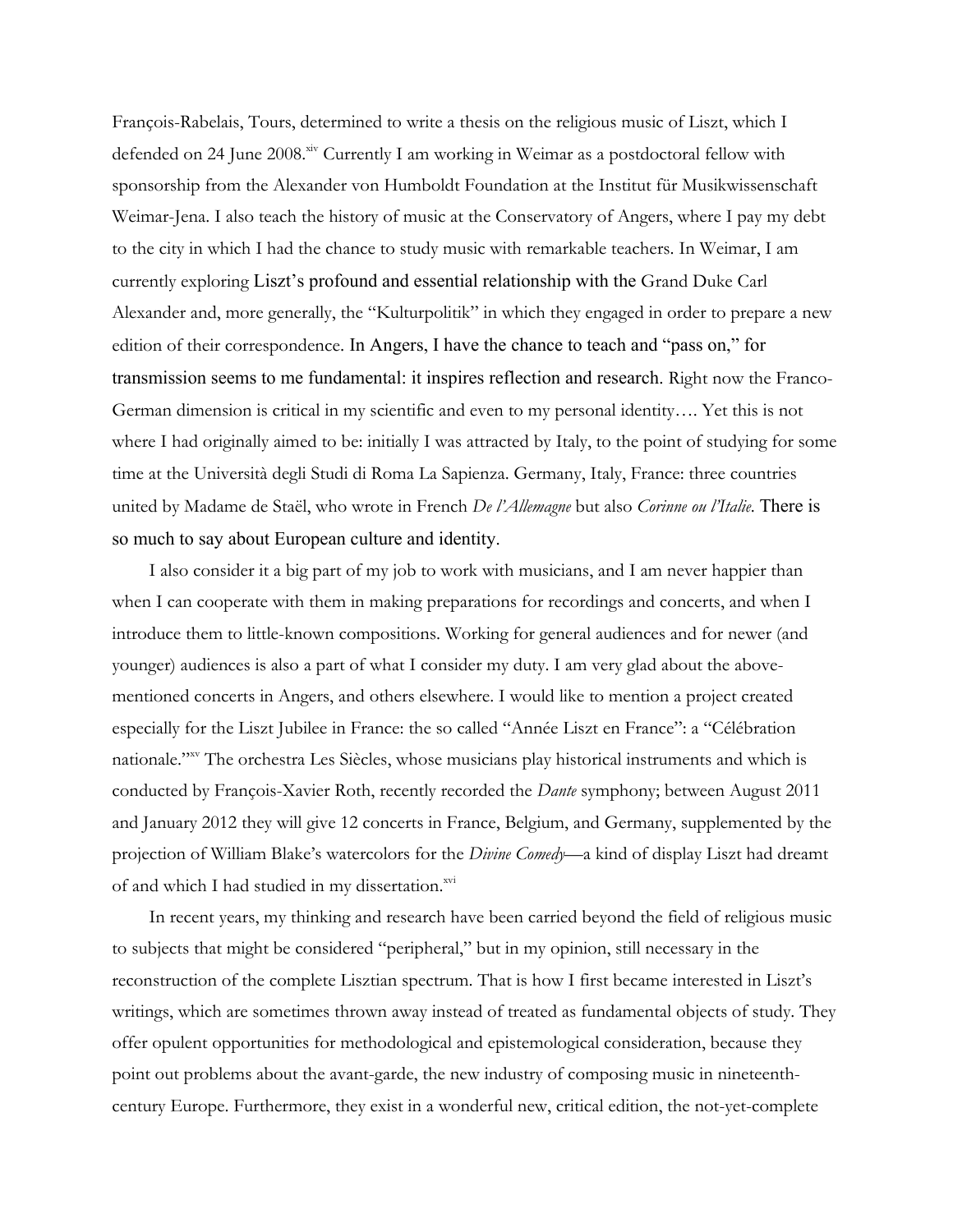François-Rabelais, Tours, determined to write a thesis on the religious music of Liszt, which I defended on 24 June 2008.[xiv] Currently I am working in Weimar as a postdoctoral fellow with sponsorship from the Alexander von Humboldt Foundation at the Institut für Musikwissenschaft Weimar-Jena. I also teach the history of music at the Conservatory of Angers, where I pay my debt to the city in which I had the chance to study music with remarkable teachers. In Weimar, I am currently exploring Liszt's profound and essential relationship with the Grand Duke Carl Alexander and, more generally, the "Kulturpolitik" in which they engaged in order to prepare a new edition of their correspondence. In Angers, I have the chance to teach and "pass on," for transmission seems to me fundamental: it inspires reflection and research. Right now the Franco-German dimension is critical in my scientific and even to my personal identity…. Yet this is not where I had originally aimed to be: initially I was attracted by Italy, to the point of studying for some time at the Università degli Studi di Roma La Sapienza. Germany, Italy, France: three countries united by Madame de Staël, who wrote in French *De l'Allemagne* but also *Corinne ou l'Italie*. There is so much to say about European culture and identity.

I also consider it a big part of my job to work with musicians, and I am never happier than when I can cooperate with them in making preparations for recordings and concerts, and when I introduce them to little-known compositions. Working for general audiences and for newer (and younger) audiences is also a part of what I consider my duty. I am very glad about the above-mentioned concerts in Angers, and others elsewhere. I would like to mention a project created especially for the Liszt Jubilee in France: the so called "Année Liszt en France": a "Célébration nationale."[xv] The orchestra Les Siècles, whose musicians play historical instruments and which is conducted by François-Xavier Roth, recently recorded the *Dante* symphony; between August 2011 and January 2012 they will give 12 concerts in France, Belgium, and Germany, supplemented by the projection of William Blake's watercolors for the *Divine Comedy*—a kind of display Liszt had dreamt of and which I had studied in my dissertation.[xvi]

In recent years, my thinking and research have been carried beyond the field of religious music to subjects that might be considered "peripheral," but in my opinion, still necessary in the reconstruction of the complete Lisztian spectrum. That is how I first became interested in Liszt's writings, which are sometimes thrown away instead of treated as fundamental objects of study. They offer opulent opportunities for methodological and epistemological consideration, because they point out problems about the avant-garde, the new industry of composing music in nineteenth-century Europe. Furthermore, they exist in a wonderful new, critical edition, the not-yet-complete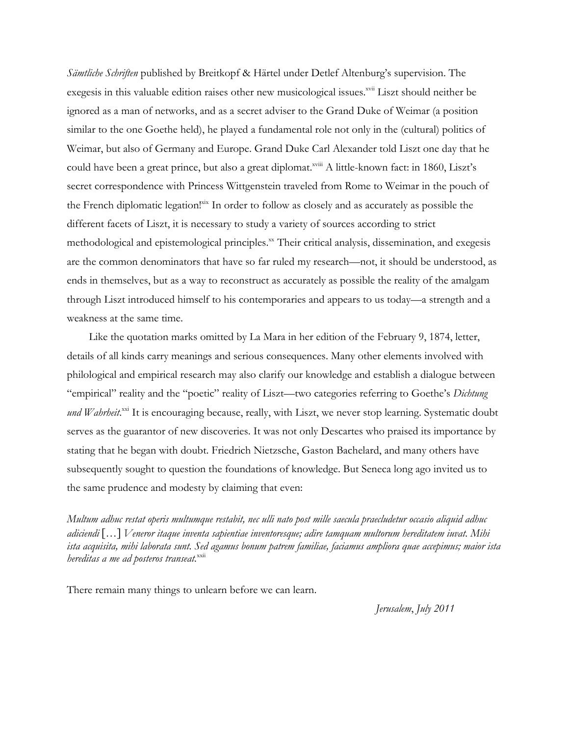*Sämtliche Schriften* published by Breitkopf & Härtel under Detlef Altenburg's supervision. The exegesis in this valuable edition raises other new musicological issues.[xvii] Liszt should neither be ignored as a man of networks, and as a secret adviser to the Grand Duke of Weimar (a position similar to the one Goethe held), he played a fundamental role not only in the (cultural) politics of Weimar, but also of Germany and Europe. Grand Duke Carl Alexander told Liszt one day that he could have been a great prince, but also a great diplomat.[xviii] A little-known fact: in 1860, Liszt's secret correspondence with Princess Wittgenstein traveled from Rome to Weimar in the pouch of the French diplomatic legation![xix] In order to follow as closely and as accurately as possible the different facets of Liszt, it is necessary to study a variety of sources according to strict methodological and epistemological principles.[xx] Their critical analysis, dissemination, and exegesis are the common denominators that have so far ruled my research—not, it should be understood, as ends in themselves, but as a way to reconstruct as accurately as possible the reality of the amalgam through Liszt introduced himself to his contemporaries and appears to us today—a strength and a weakness at the same time.

Like the quotation marks omitted by La Mara in her edition of the February 9, 1874, letter, details of all kinds carry meanings and serious consequences. Many other elements involved with philological and empirical research may also clarify our knowledge and establish a dialogue between "empirical" reality and the "poetic" reality of Liszt—two categories referring to Goethe's *Dichtung und Wahrheit*.[xxi] It is encouraging because, really, with Liszt, we never stop learning. Systematic doubt serves as the guarantor of new discoveries. It was not only Descartes who praised its importance by stating that he began with doubt. Friedrich Nietzsche, Gaston Bachelard, and many others have subsequently sought to question the foundations of knowledge. But Seneca long ago invited us to the same prudence and modesty by claiming that even:

*Multum adhuc restat operis multumque restabit, nec ulli nato post mille saecula praecludetur occasio aliquid adhuc adiciendi* […] *Veneror itaque inventa sapientiae inventoresque; adire tamquam multorum hereditatem iuvat. Mihi ista acquisita, mihi laborata sunt. Sed agamus bonum patrem familiae, faciamus ampliora quae accepimus; maior ista hereditas a me ad posteros transeat.*[xxii]

There remain many things to unlearn before we can learn.

*Jerusalem, July 2011*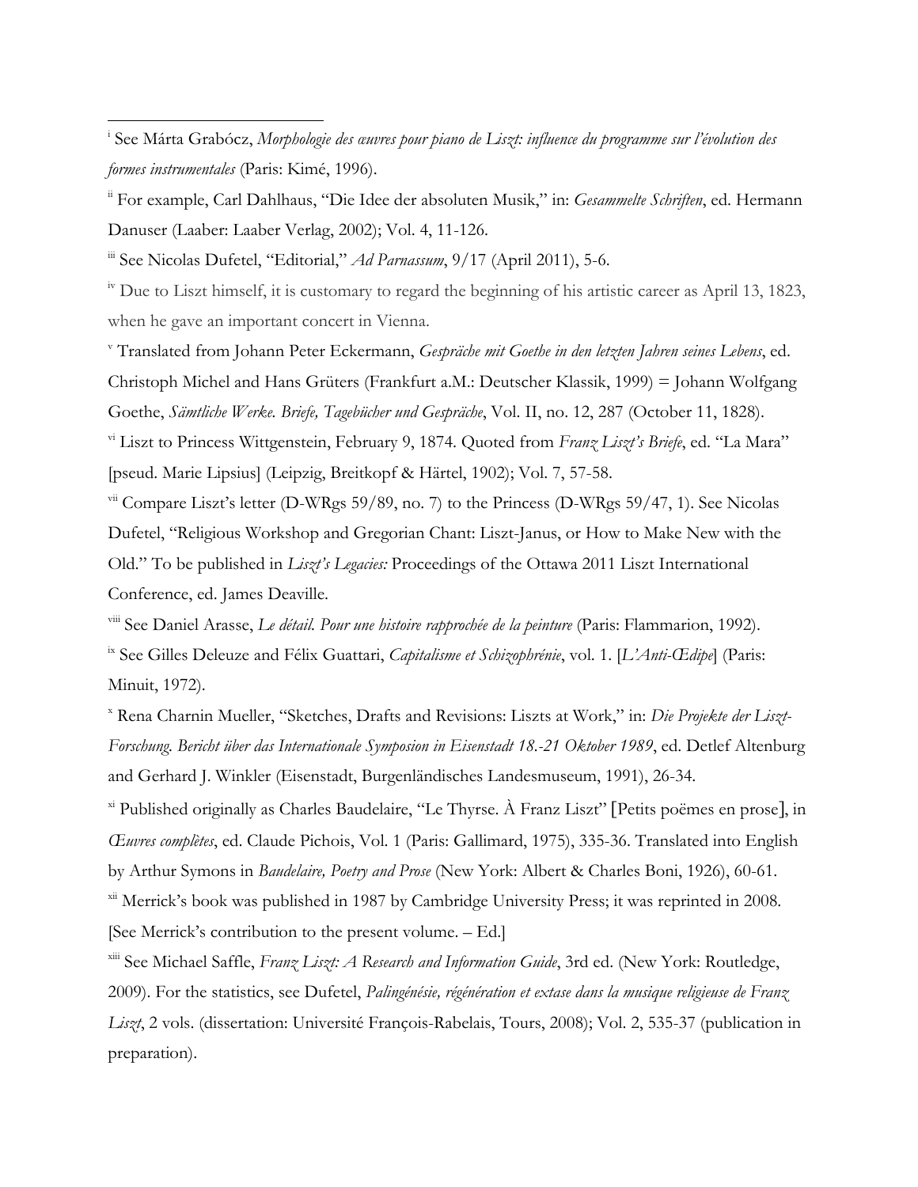[i] See Márta Grabócz, *Morphologie des œuvres pour piano de Liszt: influence du programme sur l'évolution des formes instrumentales* (Paris: Kimé, 1996).

[ii] For example, Carl Dahlhaus, "Die Idee der absoluten Musik," in: *Gesammelte Schriften*, ed. Hermann Danuser (Laaber: Laaber Verlag, 2002); Vol. 4, 11-126.

[iii] See Nicolas Dufetel, "Editorial," *Ad Parnassum*, 9/17 (April 2011), 5-6.

[iv] Due to Liszt himself, it is customary to regard the beginning of his artistic career as April 13, 1823, when he gave an important concert in Vienna.

[v] Translated from Johann Peter Eckermann, *Gespräche mit Goethe in den letzten Jahren seines Lebens*, ed. Christoph Michel and Hans Grüters (Frankfurt a.M.: Deutscher Klassik, 1999) = Johann Wolfgang Goethe, *Sämtliche Werke. Briefe, Tagebücher und Gespräche*, Vol. II, no. 12, 287 (October 11, 1828).

[vi] Liszt to Princess Wittgenstein, February 9, 1874. Quoted from *Franz Liszt's Briefe*, ed. "La Mara" [pseud. Marie Lipsius] (Leipzig, Breitkopf & Härtel, 1902); Vol. 7, 57-58.

[vii] Compare Liszt's letter (D-WRgs 59/89, no. 7) to the Princess (D-WRgs 59/47, 1). See Nicolas Dufetel, "Religious Workshop and Gregorian Chant: Liszt-Janus, or How to Make New with the Old." To be published in *Liszt's Legacies:* Proceedings of the Ottawa 2011 Liszt International Conference, ed. James Deaville.

[viii] See Daniel Arasse, *Le détail. Pour une histoire rapprochée de la peinture* (Paris: Flammarion, 1992).

[ix] See Gilles Deleuze and Félix Guattari, *Capitalisme et Schizophrénie*, vol. 1. [*L'Anti-Œdipe*] (Paris: Minuit, 1972).

[x] Rena Charnin Mueller, "Sketches, Drafts and Revisions: Liszts at Work," in: *Die Projekte der Liszt-Forschung. Bericht über das Internationale Symposion in Eisenstadt 18.-21 Oktober 1989*, ed. Detlef Altenburg and Gerhard J. Winkler (Eisenstadt, Burgenländisches Landesmuseum, 1991), 26-34.

[xi] Published originally as Charles Baudelaire, "Le Thyrse. À Franz Liszt" [Petits poëmes en prose], in *Œuvres complètes*, ed. Claude Pichois, Vol. 1 (Paris: Gallimard, 1975), 335-36. Translated into English by Arthur Symons in *Baudelaire, Poetry and Prose* (New York: Albert & Charles Boni, 1926), 60-61.

[xii] Merrick's book was published in 1987 by Cambridge University Press; it was reprinted in 2008. [See Merrick's contribution to the present volume. – Ed.]

[xiii] See Michael Saffle, *Franz Liszt: A Research and Information Guide*, 3rd ed. (New York: Routledge, 2009). For the statistics, see Dufetel, *Palingénésie, régénération et extase dans la musique religieuse de Franz Liszt*, 2 vols. (dissertation: Université François-Rabelais, Tours, 2008); Vol. 2, 535-37 (publication in preparation).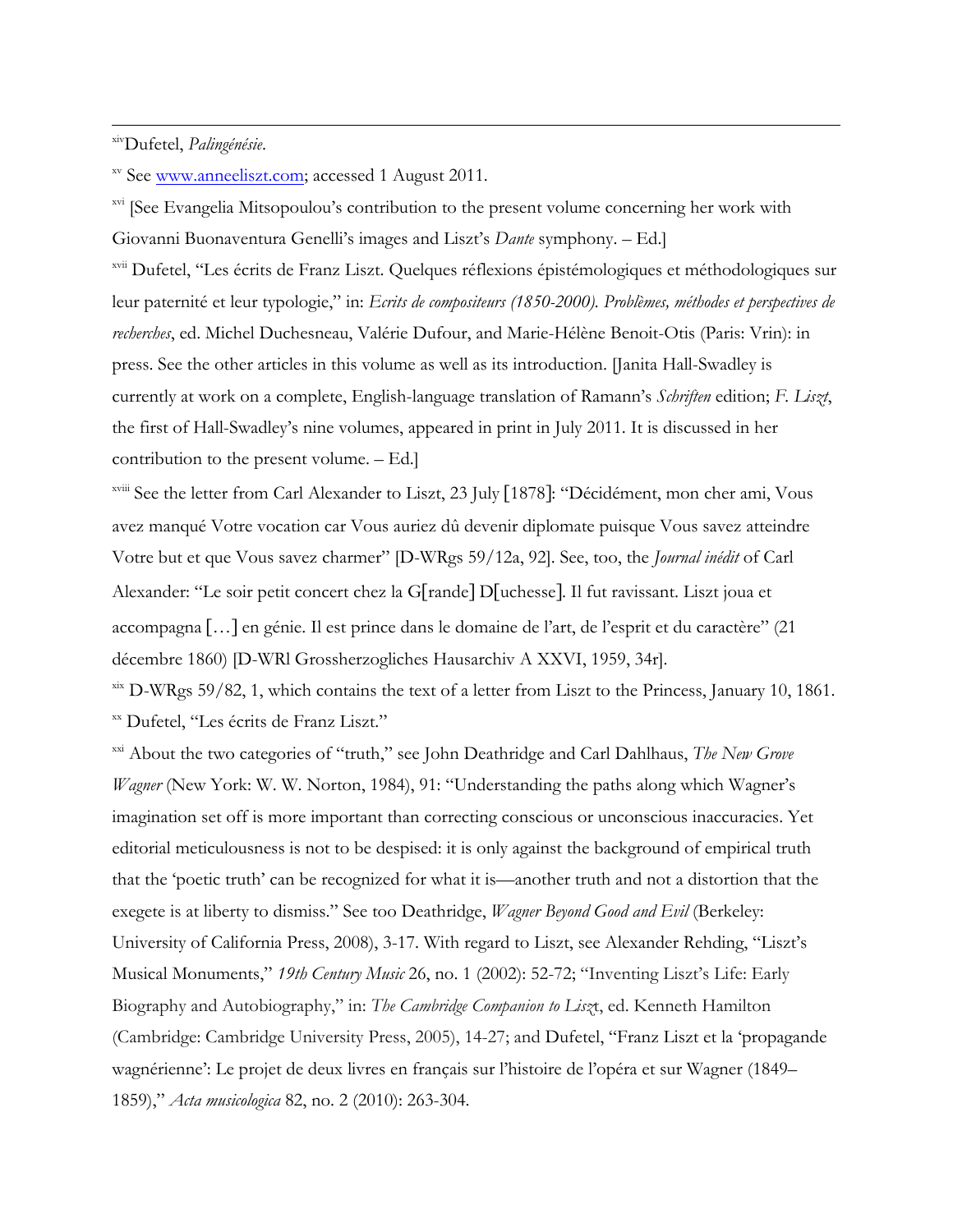[xiv] Dufetel, *Palingénésie*.

[xv] See www.anneeliszt.com; accessed 1 August 2011.

[xvi] [See Evangelia Mitsopoulou's contribution to the present volume concerning her work with Giovanni Buonaventura Genelli's images and Liszt's *Dante* symphony. – Ed.]

[xvii] Dufetel, "Les écrits de Franz Liszt. Quelques réflexions épistémologiques et méthodologiques sur leur paternité et leur typologie," in: *Ecrits de compositeurs (1850-2000). Problèmes, méthodes et perspectives de recherches*, ed. Michel Duchesneau, Valérie Dufour, and Marie-Hélène Benoit-Otis (Paris: Vrin): in press. See the other articles in this volume as well as its introduction. [Janita Hall-Swadley is currently at work on a complete, English-language translation of Ramann's *Schriften* edition; *F. Liszt*, the first of Hall-Swadley's nine volumes, appeared in print in July 2011. It is discussed in her contribution to the present volume. – Ed.]

[xviii] See the letter from Carl Alexander to Liszt, 23 July [1878]: "Décidément, mon cher ami, Vous avez manqué Votre vocation car Vous auriez dû devenir diplomate puisque Vous savez atteindre Votre but et que Vous savez charmer" [D-WRgs 59/12a, 92]. See, too, the *Journal inédit* of Carl Alexander: "Le soir petit concert chez la G[rande] D[uchesse]. Il fut ravissant. Liszt joua et accompagna […] en génie. Il est prince dans le domaine de l'art, de l'esprit et du caractère" (21 décembre 1860) [D-WRl Grossherzogliches Hausarchiv A XXVI, 1959, 34r].

[xix] D-WRgs 59/82, 1, which contains the text of a letter from Liszt to the Princess, January 10, 1861.

[xx] Dufetel, "Les écrits de Franz Liszt."

[xxi] About the two categories of "truth," see John Deathridge and Carl Dahlhaus, *The New Grove Wagner* (New York: W. W. Norton, 1984), 91: "Understanding the paths along which Wagner's imagination set off is more important than correcting conscious or unconscious inaccuracies. Yet editorial meticulousness is not to be despised: it is only against the background of empirical truth that the 'poetic truth' can be recognized for what it is—another truth and not a distortion that the exegete is at liberty to dismiss." See too Deathridge, *Wagner Beyond Good and Evil* (Berkeley: University of California Press, 2008), 3-17. With regard to Liszt, see Alexander Rehding, "Liszt's Musical Monuments," *19th Century Music* 26, no. 1 (2002): 52-72; "Inventing Liszt's Life: Early Biography and Autobiography," in: *The Cambridge Companion to Liszt*, ed. Kenneth Hamilton (Cambridge: Cambridge University Press, 2005), 14-27; and Dufetel, "Franz Liszt et la 'propagande wagnérienne': Le projet de deux livres en français sur l'histoire de l'opéra et sur Wagner (1849–1859)," *Acta musicologica* 82, no. 2 (2010): 263-304.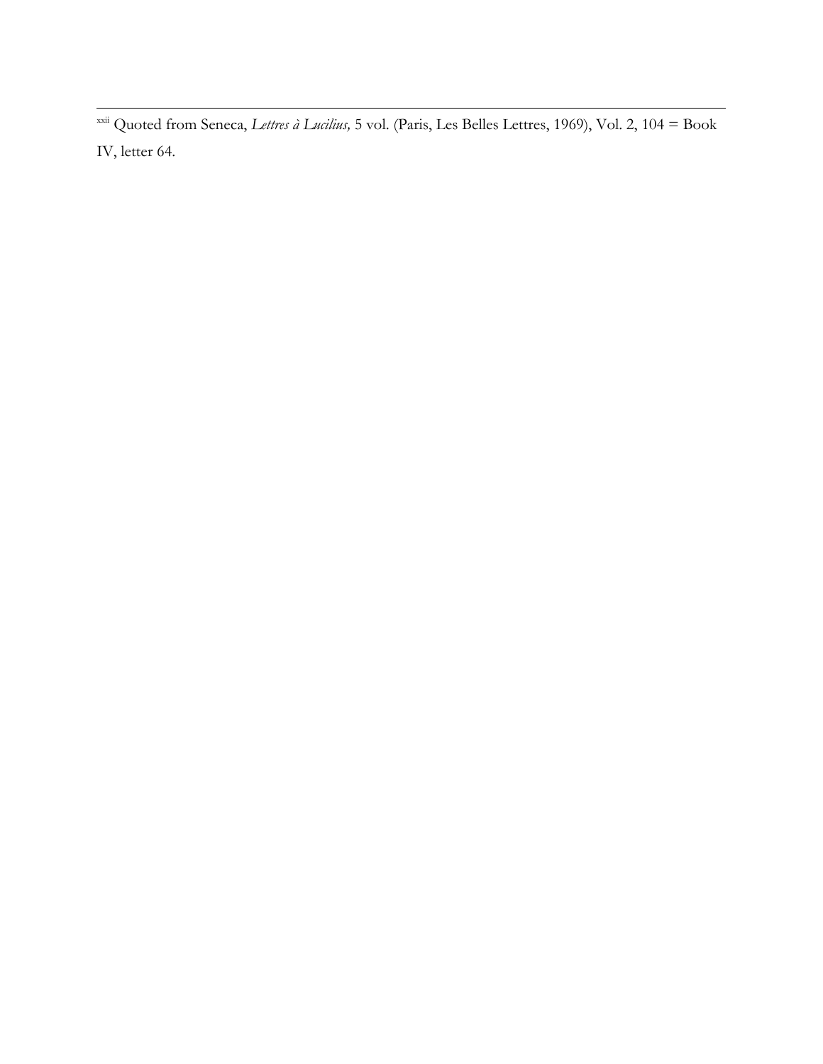---

[xxii] Quoted from Seneca, *Lettres à Lucilius,* 5 vol. (Paris, Les Belles Lettres, 1969), Vol. 2, 104 = Book IV, letter 64.